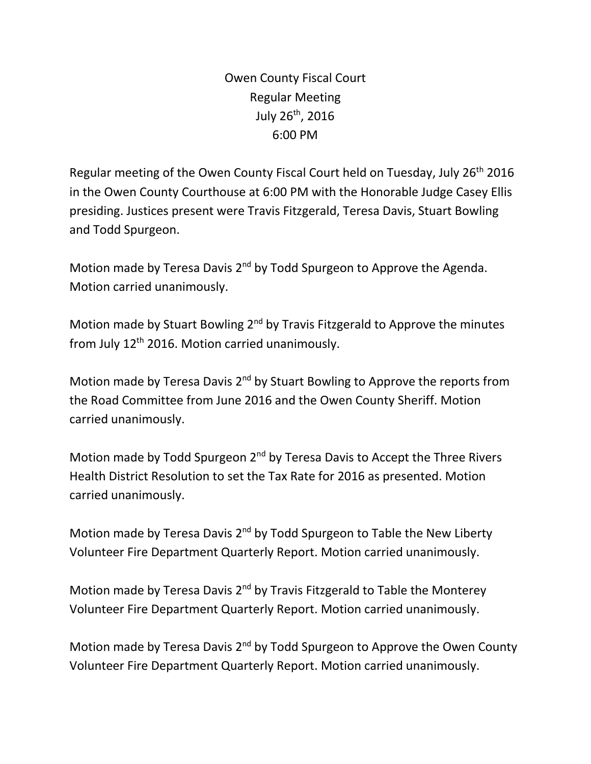# Owen County Fiscal Court
## Regular Meeting
## July 26th, 2016
## 6:00 PM

Regular meeting of the Owen County Fiscal Court held on Tuesday, July 26th 2016 in the Owen County Courthouse at 6:00 PM with the Honorable Judge Casey Ellis presiding. Justices present were Travis Fitzgerald, Teresa Davis, Stuart Bowling and Todd Spurgeon.

Motion made by Teresa Davis 2nd by Todd Spurgeon to Approve the Agenda. Motion carried unanimously.

Motion made by Stuart Bowling 2nd by Travis Fitzgerald to Approve the minutes from July 12th 2016. Motion carried unanimously.

Motion made by Teresa Davis 2nd by Stuart Bowling to Approve the reports from the Road Committee from June 2016 and the Owen County Sheriff. Motion carried unanimously.

Motion made by Todd Spurgeon 2nd by Teresa Davis to Accept the Three Rivers Health District Resolution to set the Tax Rate for 2016 as presented. Motion carried unanimously.

Motion made by Teresa Davis 2nd by Todd Spurgeon to Table the New Liberty Volunteer Fire Department Quarterly Report. Motion carried unanimously.

Motion made by Teresa Davis 2nd by Travis Fitzgerald to Table the Monterey Volunteer Fire Department Quarterly Report. Motion carried unanimously.

Motion made by Teresa Davis 2nd by Todd Spurgeon to Approve the Owen County Volunteer Fire Department Quarterly Report. Motion carried unanimously.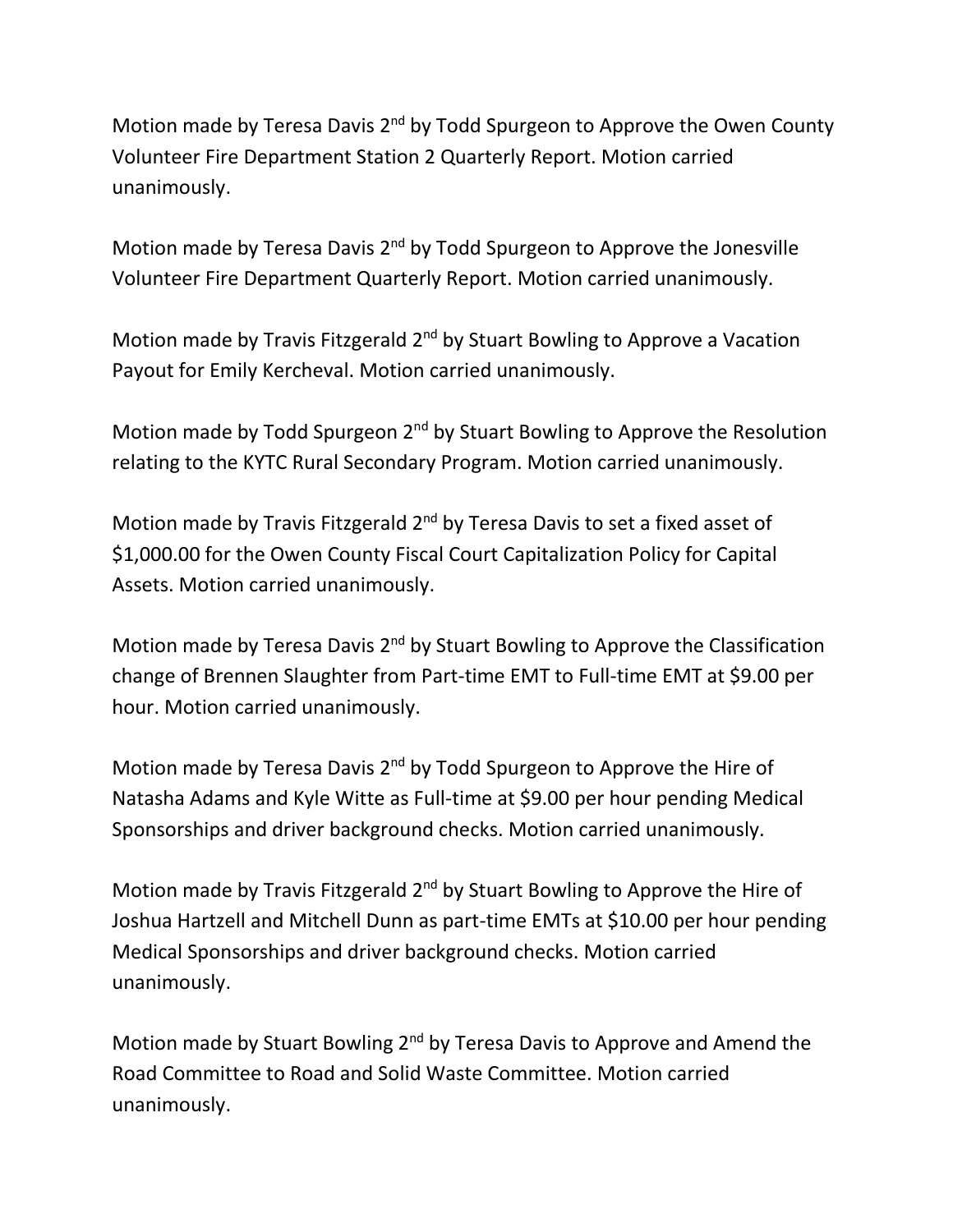Motion made by Teresa Davis 2nd by Todd Spurgeon to Approve the Owen County Volunteer Fire Department Station 2 Quarterly Report. Motion carried unanimously.

Motion made by Teresa Davis 2nd by Todd Spurgeon to Approve the Jonesville Volunteer Fire Department Quarterly Report. Motion carried unanimously.

Motion made by Travis Fitzgerald 2nd by Stuart Bowling to Approve a Vacation Payout for Emily Kercheval. Motion carried unanimously.

Motion made by Todd Spurgeon 2nd by Stuart Bowling to Approve the Resolution relating to the KYTC Rural Secondary Program. Motion carried unanimously.

Motion made by Travis Fitzgerald 2nd by Teresa Davis to set a fixed asset of $1,000.00 for the Owen County Fiscal Court Capitalization Policy for Capital Assets. Motion carried unanimously.

Motion made by Teresa Davis 2nd by Stuart Bowling to Approve the Classification change of Brennen Slaughter from Part-time EMT to Full-time EMT at $9.00 per hour. Motion carried unanimously.

Motion made by Teresa Davis 2nd by Todd Spurgeon to Approve the Hire of Natasha Adams and Kyle Witte as Full-time at $9.00 per hour pending Medical Sponsorships and driver background checks. Motion carried unanimously.

Motion made by Travis Fitzgerald 2nd by Stuart Bowling to Approve the Hire of Joshua Hartzell and Mitchell Dunn as part-time EMTs at $10.00 per hour pending Medical Sponsorships and driver background checks. Motion carried unanimously.

Motion made by Stuart Bowling 2nd by Teresa Davis to Approve and Amend the Road Committee to Road and Solid Waste Committee. Motion carried unanimously.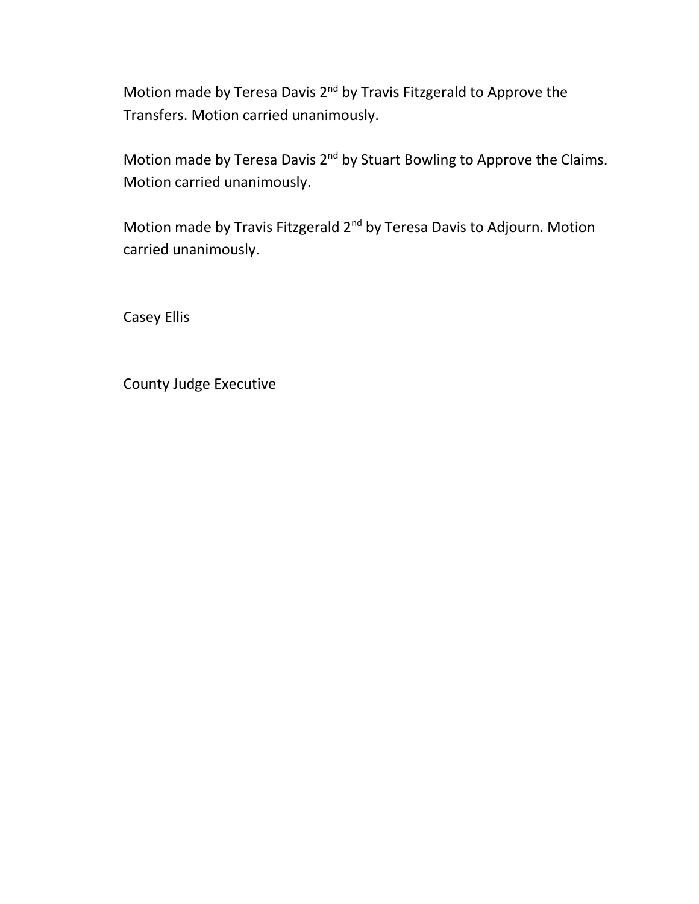Motion made by Teresa Davis 2nd by Travis Fitzgerald to Approve the Transfers. Motion carried unanimously.

Motion made by Teresa Davis 2nd by Stuart Bowling to Approve the Claims. Motion carried unanimously.

Motion made by Travis Fitzgerald 2nd by Teresa Davis to Adjourn. Motion carried unanimously.

Casey Ellis

County Judge Executive